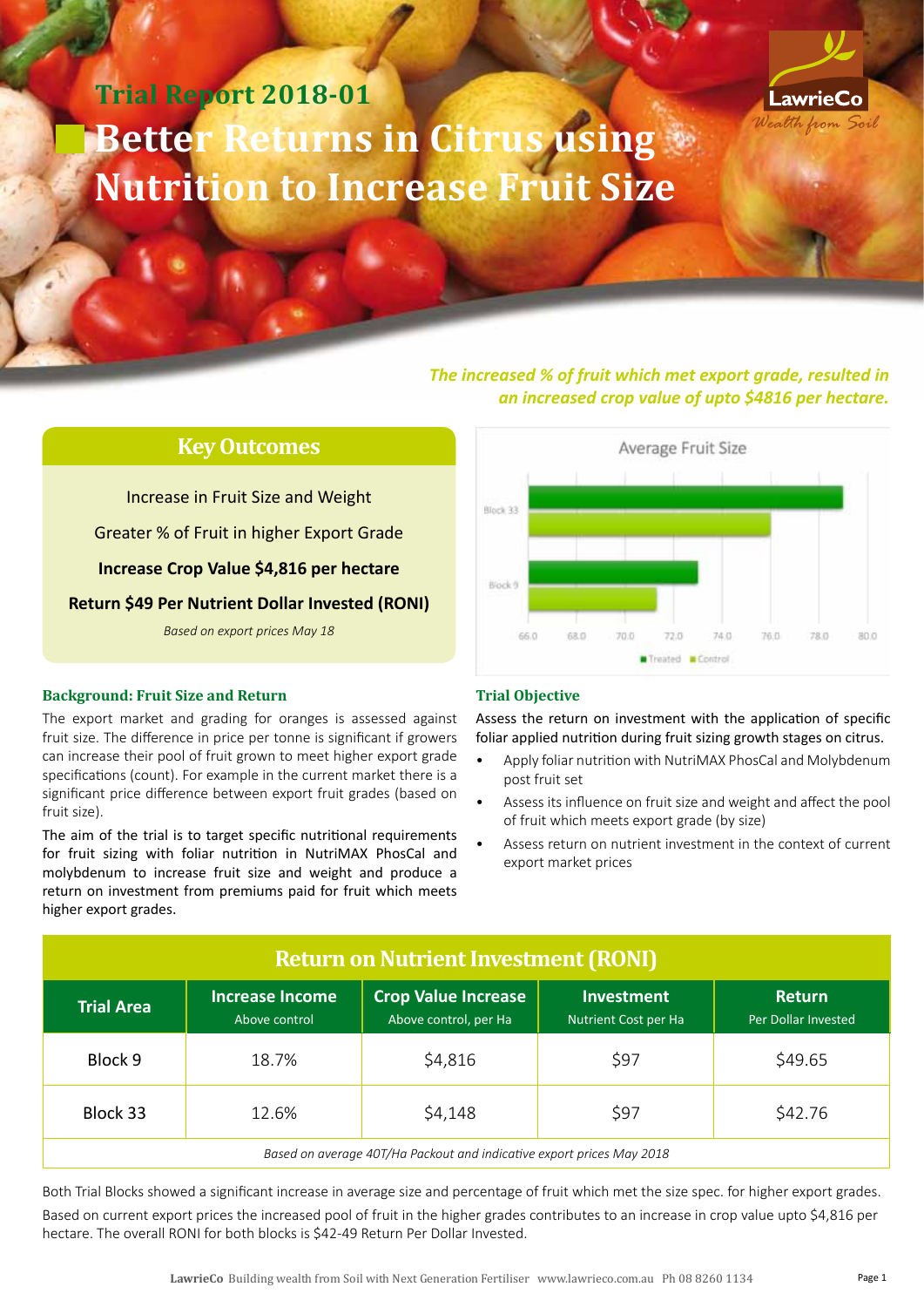# Trial Report 2018-01

# Better Returns in Citrus using Nutrition to Increase Fruit Size

*The increased % of fruit which met export grade, resulted in an increased crop value of upto $4816 per hectare.*

## Key Outcomes

Increase in Fruit Size and Weight

Greater % of Fruit in higher Export Grade

**Increase Crop Value $4,816 per hectare**

**Return $49 Per Nutrient Dollar Invested (RONI)**

*Based on export prices May 18*

Average Fruit Size

Block 33, Block 9

66.0 68.0 70.0 72.0 74.0 76.0 78.0 80.0

Treated Control

### Background: Fruit Size and Return

The export market and grading for oranges is assessed against fruit size. The difference in price per tonne is significant if growers can increase their pool of fruit grown to meet higher export grade specifications (count). For example in the current market there is a significant price difference between export fruit grades (based on fruit size).

The aim of the trial is to target specific nutritional requirements for fruit sizing with foliar nutrition in NutriMAX PhosCal and molybdenum to increase fruit size and weight and produce a return on investment from premiums paid for fruit which meets higher export grades.

### Trial Objective

Assess the return on investment with the application of specific foliar applied nutrition during fruit sizing growth stages on citrus.

- Apply foliar nutrition with NutriMAX PhosCal and Molybdenum post fruit set
- Assess its influence on fruit size and weight and affect the pool of fruit which meets export grade (by size)
- Assess return on nutrient investment in the context of current export market prices

## Return on Nutrient Investment (RONI)

| Trial Area | Increase Income Above control | Crop Value Increase Above control, per Ha | Investment Nutrient Cost per Ha | Return Per Dollar Invested |
|---|---|---|---|---|
| Block 9 | 18.7% | $4,816 | $97 | $49.65 |
| Block 33 | 12.6% | $4,148 | $97 | $42.76 |

*Based on average 40T/Ha Packout and indicative export prices May 2018*

Both Trial Blocks showed a significant increase in average size and percentage of fruit which met the size spec. for higher export grades.

Based on current export prices the increased pool of fruit in the higher grades contributes to an increase in crop value upto $4,816 per hectare. The overall RONI for both blocks is $42-49 Return Per Dollar Invested.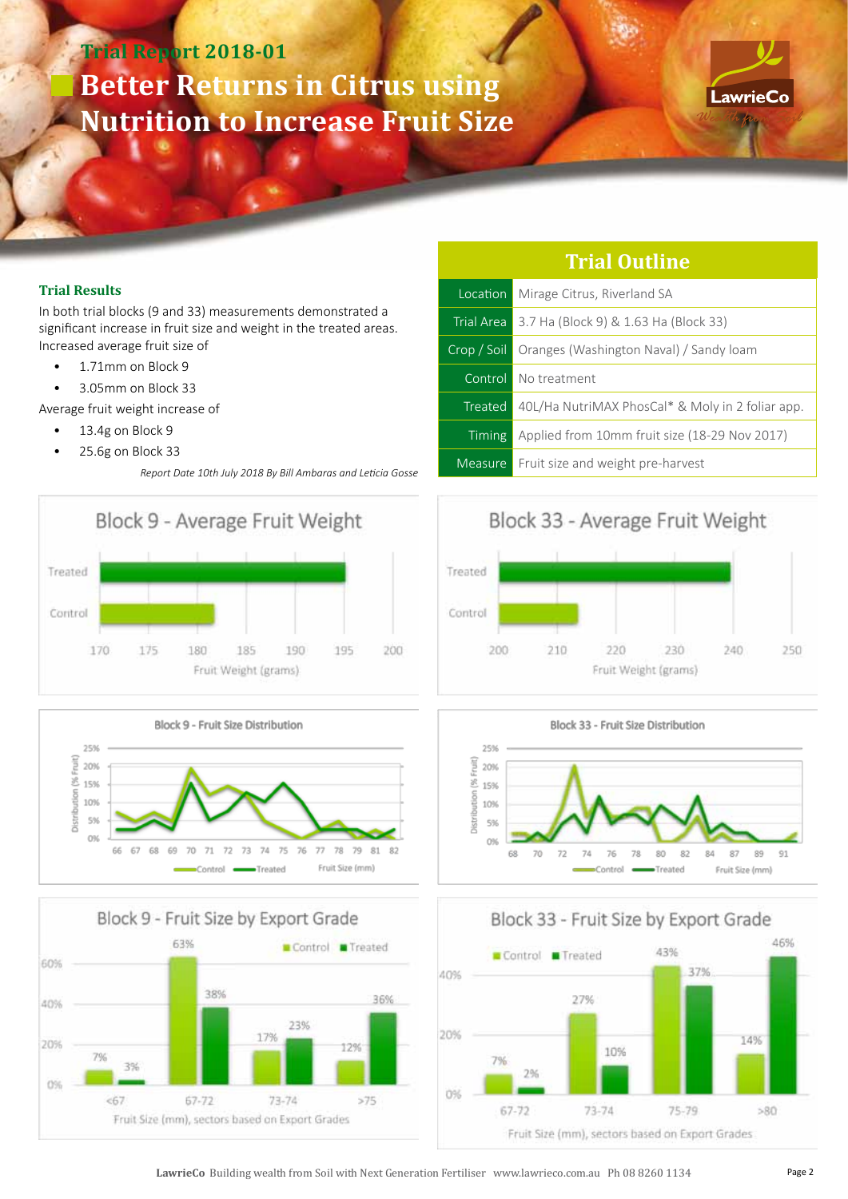Trial Report 2018-01

# Better Returns in Citrus using Nutrition to Increase Fruit Size

## Trial Outline

| | |
|---|---|
| Location | Mirage Citrus, Riverland SA |
| Trial Area | 3.7 Ha (Block 9) & 1.63 Ha (Block 33) |
| Crop / Soil | Oranges (Washington Naval) / Sandy loam |
| Control | No treatment |
| Treated | 40L/Ha NutriMAX PhosCal* & Moly in 2 foliar app. |
| Timing | Applied from 10mm fruit size (18-29 Nov 2017) |
| Measure | Fruit size and weight pre-harvest |

### Trial Results

In both trial blocks (9 and 33) measurements demonstrated a significant increase in fruit size and weight in the treated areas. Increased average fruit size of

- 1.71mm on Block 9
- 3.05mm on Block 33

Average fruit weight increase of

- 13.4g on Block 9
- 25.6g on Block 33

*Report Date 10th July 2018 By Bill Ambaras and Leticia Gosse*

Block 9 - Average Fruit Weight

Block 33 - Average Fruit Weight

Block 9 - Fruit Size Distribution

Block 33 - Fruit Size Distribution

Block 9 - Fruit Size by Export Grade

| Fruit Size (mm) | Control | Treated |
|---|---|---|
| <67 | 7% | 3% |
| 67-72 | 63% | 38% |
| 73-74 | 17% | 23% |
| >75 | 12% | 36% |

Block 33 - Fruit Size by Export Grade

| Fruit Size (mm) | Control | Treated |
|---|---|---|
| 67-72 | 7% | 2% |
| 73-74 | 27% | 10% |
| 75-79 | 43% | 37% |
| >80 | 14% | 46% |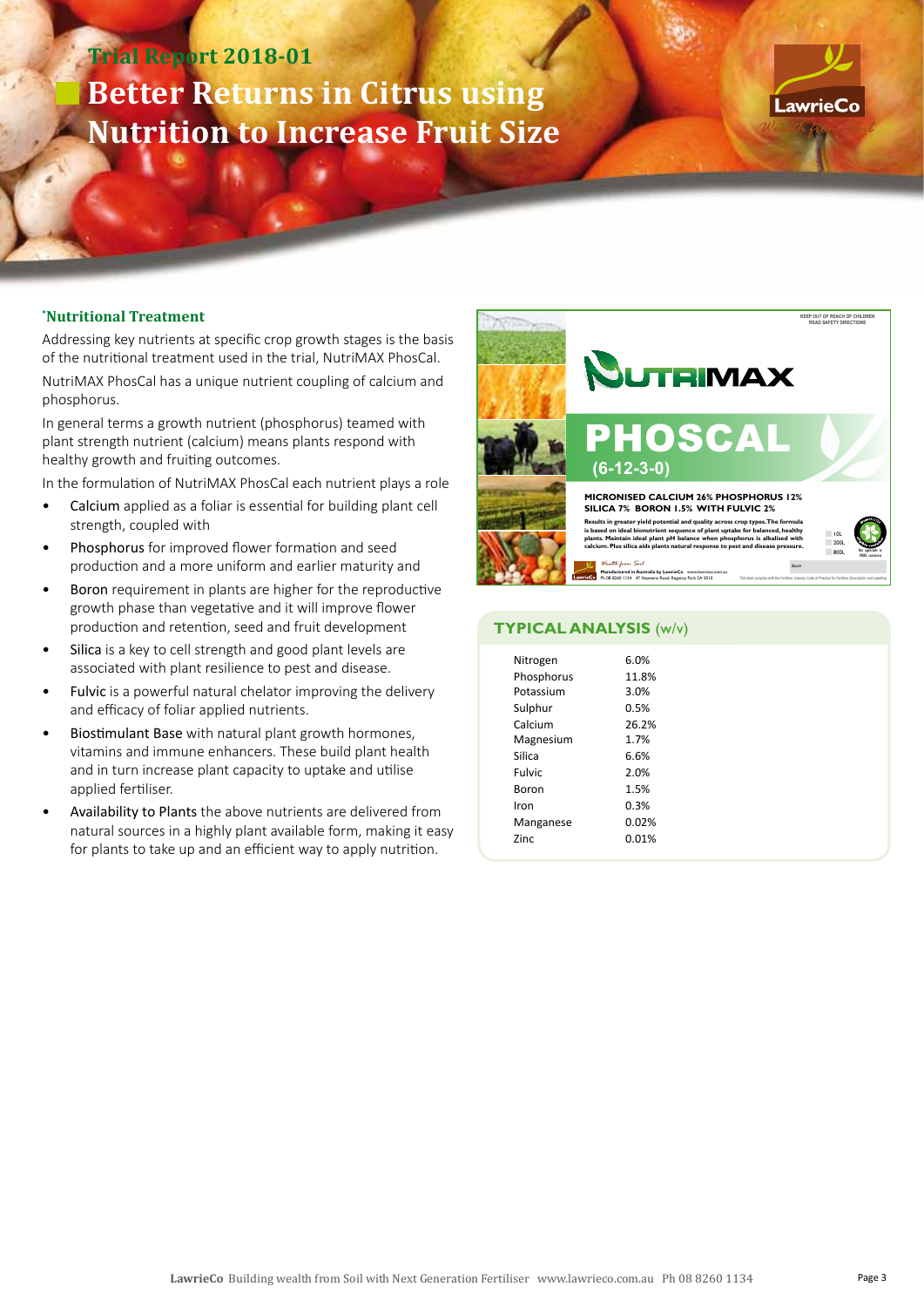Trial Report 2018-01

# Better Returns in Citrus using Nutrition to Increase Fruit Size

## *Nutritional Treatment

Addressing key nutrients at specific crop growth stages is the basis of the nutritional treatment used in the trial, NutriMAX PhosCal.

NutriMAX PhosCal has a unique nutrient coupling of calcium and phosphorus.

In general terms a growth nutrient (phosphorus) teamed with plant strength nutrient (calcium) means plants respond with healthy growth and fruiting outcomes.

In the formulation of NutriMAX PhosCal each nutrient plays a role

- Calcium applied as a foliar is essential for building plant cell strength, coupled with
- Phosphorus for improved flower formation and seed production and a more uniform and earlier maturity and
- Boron requirement in plants are higher for the reproductive growth phase than vegetative and it will improve flower production and retention, seed and fruit development
- Silica is a key to cell strength and good plant levels are associated with plant resilience to pest and disease.
- Fulvic is a powerful natural chelator improving the delivery and efficacy of foliar applied nutrients.
- Biostimulant Base with natural plant growth hormones, vitamins and immune enhancers. These build plant health and in turn increase plant capacity to uptake and utilise applied fertiliser.
- Availability to Plants the above nutrients are delivered from natural sources in a highly plant available form, making it easy for plants to take up and an efficient way to apply nutrition.

KEEP OUT OF REACH OF CHILDREN
READ SAFETY DIRECTIONS

NUTRIMAX

PHOSCAL
(6-12-3-0)

MICRONISED CALCIUM 26% PHOSPHORUS 12%
SILICA 7% BORON 1.5% WITH FULVIC 2%

Results in greater yield potential and quality across crop types. The formula is based on ideal bionutrient sequence of plant uptake for balanced, healthy plants. Maintain ideal plant pH balance when phosphorus is alkalised with calcium. Plus silica aids plants natural response to pest and disease pressure.

10L
200L
800L

Wealth from Soil
Manufactured in Australia by LawrieCo www.lawrieco.com.au
Ph 08 8260 1134 47 Nowrana Road, Regency Park SA 5010

### TYPICAL ANALYSIS (w/v)

| | |
|---|---|
| Nitrogen | 6.0% |
| Phosphorus | 11.8% |
| Potassium | 3.0% |
| Sulphur | 0.5% |
| Calcium | 26.2% |
| Magnesium | 1.7% |
| Silica | 6.6% |
| Fulvic | 2.0% |
| Boron | 1.5% |
| Iron | 0.3% |
| Manganese | 0.02% |
| Zinc | 0.01% |